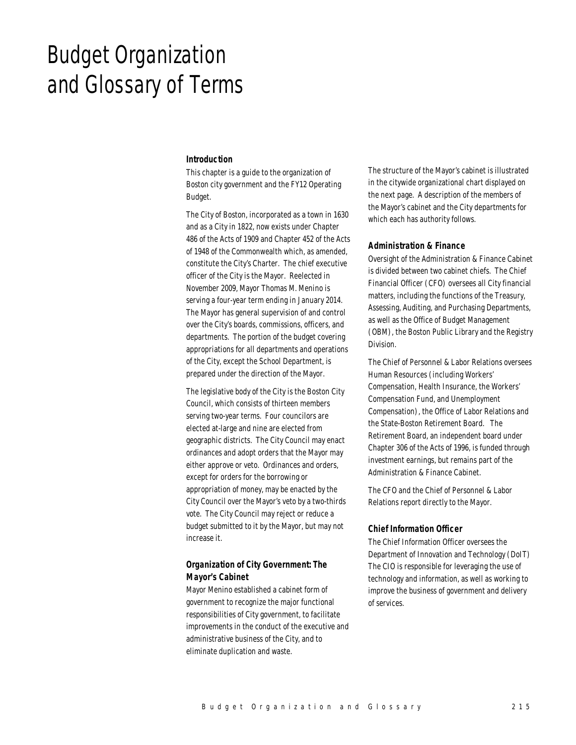# Budget Organization and Glossary of Terms

### Introduction

This chapter is a guide to the organization of Boston city government and the FY12 Operating Budget.

The City of Boston, incorporated as a town in 1630 and as a City in 1822, now exists under Chapter 486 of the Acts of 1909 and Chapter 452 of the Acts of 1948 of the Commonwealth which, as amended, constitute the City's Charter. The chief executive officer of the City is the Mayor. Reelected in November 2009, Mayor Thomas M. Menino is serving a four-year term ending in January 2014. The Mayor has general supervision of and control over the City's boards, commissions, officers, and departments. The portion of the budget covering appropriations for all departments and operations of the City, except the School Department, is prepared under the direction of the Mayor.

The legislative body of the City is the Boston City Council, which consists of thirteen members serving two-year terms. Four councilors are elected at-large and nine are elected from geographic districts. The City Council may enact ordinances and adopt orders that the Mayor may either approve or veto. Ordinances and orders, except for orders for the borrowing or appropriation of money, may be enacted by the City Council over the Mayor's veto by a two-thirds vote. The City Council may reject or reduce a budget submitted to it by the Mayor, but may not increase it.

### Organization of City Government: The Mayor's Cabinet

Mayor Menino established a cabinet form of government to recognize the major functional responsibilities of City government, to facilitate improvements in the conduct of the executive and administrative business of the City, and to eliminate duplication and waste.

The structure of the Mayor's cabinet is illustrated in the citywide organizational chart displayed on the next page. A description of the members of the Mayor's cabinet and the City departments for which each has authority follows.

### Administration & Finance

Oversight of the Administration & Finance Cabinet is divided between two cabinet chiefs. The Chief Financial Officer (CFO) oversees all City financial matters, including the functions of the Treasury, Assessing, Auditing, and Purchasing Departments, as well as the Office of Budget Management (OBM), the Boston Public Library and the Registry Division.

The Chief of Personnel & Labor Relations oversees Human Resources (including Workers' Compensation, Health Insurance, the Workers' Compensation Fund, and Unemployment Compensation), the Office of Labor Relations and the State-Boston Retirement Board. The Retirement Board, an independent board under Chapter 306 of the Acts of 1996, is funded through investment earnings, but remains part of the Administration & Finance Cabinet.

The CFO and the Chief of Personnel & Labor Relations report directly to the Mayor.

### Chief Information Officer

The Chief Information Officer oversees the Department of Innovation and Technology (DoIT) The CIO is responsible for leveraging the use of technology and information, as well as working to improve the business of government and delivery of services.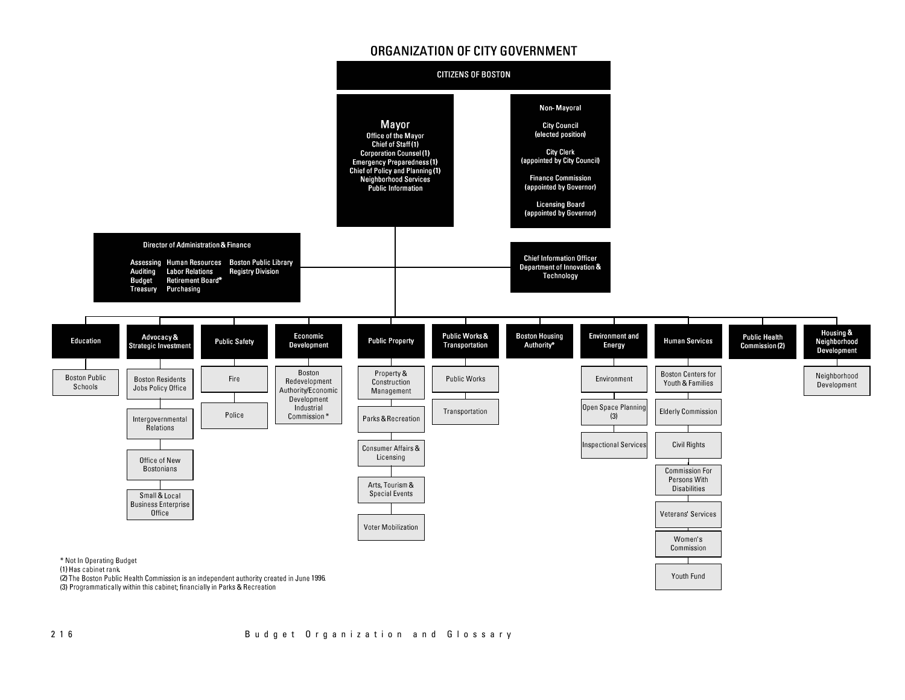# ORGANIZATION OF CITY GOVERNMENT

**CITIZENS OF BOSTON**

**Mayor**
- Office of the Mayor
- Chief of Staff (1)
- Corporation Counsel (1)
- Emergency Preparedness (1)
- Chief of Policy and Planning (1)
- Neighborhood Services
- Public Information

**Non- Mayoral**
- City Council (elected position)
- City Clerk (appointed by City Council)
- Finance Commission (appointed by Governor)
- Licensing Board (appointed by Governor)

**Director of Administration & Finance**
- Assessing
- Auditing
- Budget
- Treasury
- Human Resources
- Labor Relations
- Retirement Board*
- Purchasing
- Boston Public Library
- Registry Division

**Chief Information Officer**
- Department of Innovation & Technology

**Education**
- Boston Public Schools

**Advocacy & Strategic Investment**
- Boston Residents Jobs Policy Office
- Intergovernmental Relations
- Office of New Bostonians
- Small & Local Business Enterprise Office

**Public Safety**
- Fire
- Police

**Economic Development**
- Boston Redevelopment Authority/Economic Development Industrial Commission *

**Public Property**
- Property & Construction Management
- Parks & Recreation
- Consumer Affairs & Licensing
- Arts, Tourism & Special Events
- Voter Mobilization

**Public Works & Transportation**
- Public Works
- Transportation

**Boston Housing Authority***

**Environment and Energy**
- Environment
- Open Space Planning (3)
- Inspectional Services

**Human Services**
- Boston Centers for Youth & Families
- Elderly Commission
- Civil Rights
- Commission For Persons With Disabilities
- Veterans' Services
- Women's Commission
- Youth Fund

**Public Health Commission (2)**

**Housing & Neighborhood Development**
- Neighborhood Development

\* Not In Operating Budget
(1) Has cabinet rank.
(2) The Boston Public Health Commission is an independent authority created in June 1996.
(3) Programmatically within this cabinet; financially in Parks & Recreation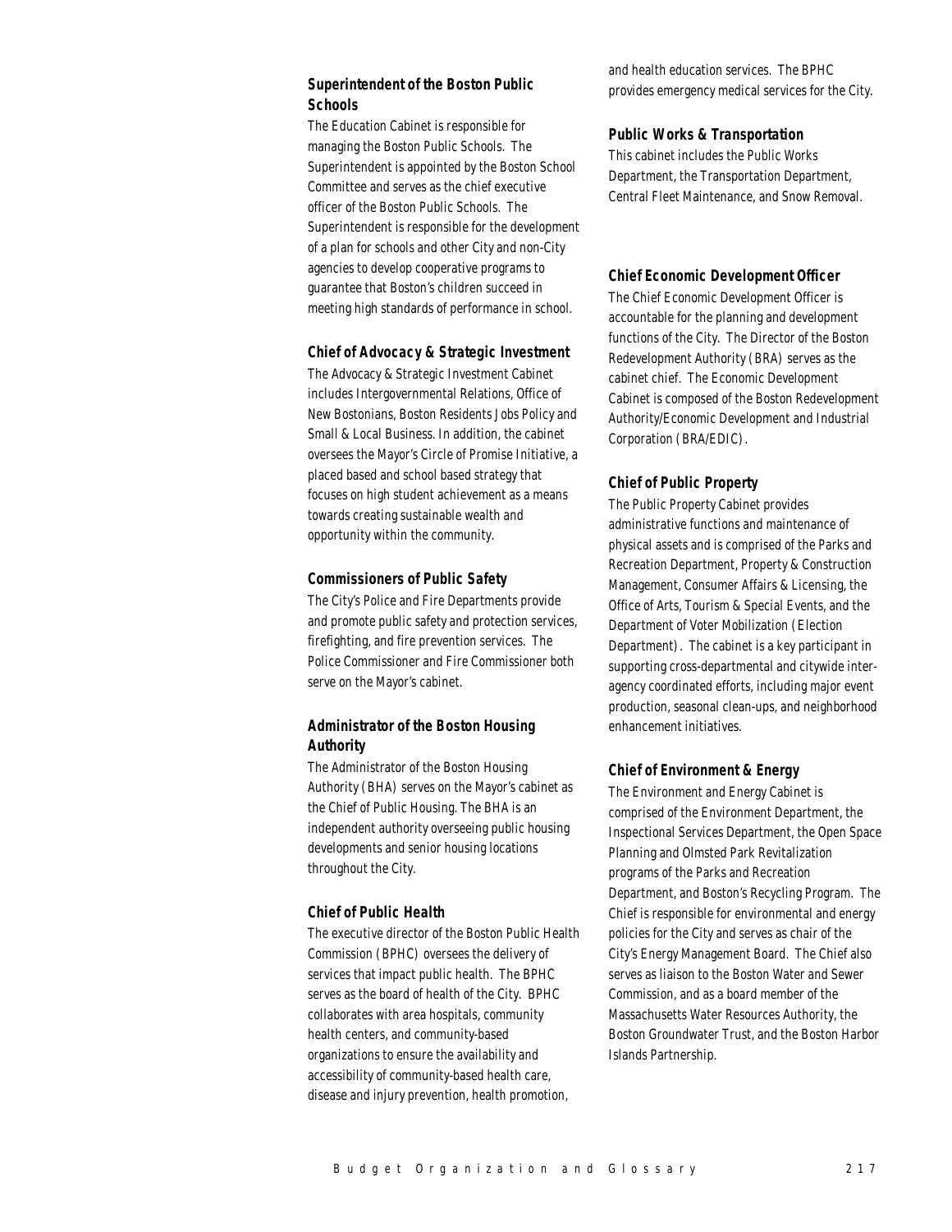### Superintendent of the Boston Public Schools

The Education Cabinet is responsible for managing the Boston Public Schools. The Superintendent is appointed by the Boston School Committee and serves as the chief executive officer of the Boston Public Schools. The Superintendent is responsible for the development of a plan for schools and other City and non-City agencies to develop cooperative programs to guarantee that Boston's children succeed in meeting high standards of performance in school.

### Chief of Advocacy & Strategic Investment

The Advocacy & Strategic Investment Cabinet includes Intergovernmental Relations, Office of New Bostonians, Boston Residents Jobs Policy and Small & Local Business. In addition, the cabinet oversees the Mayor's Circle of Promise Initiative, a placed based and school based strategy that focuses on high student achievement as a means towards creating sustainable wealth and opportunity within the community.

### Commissioners of Public Safety

The City's Police and Fire Departments provide and promote public safety and protection services, firefighting, and fire prevention services. The Police Commissioner and Fire Commissioner both serve on the Mayor's cabinet.

### Administrator of the Boston Housing Authority

The Administrator of the Boston Housing Authority (BHA) serves on the Mayor's cabinet as the Chief of Public Housing. The BHA is an independent authority overseeing public housing developments and senior housing locations throughout the City.

### Chief of Public Health

The executive director of the Boston Public Health Commission (BPHC) oversees the delivery of services that impact public health. The BPHC serves as the board of health of the City. BPHC collaborates with area hospitals, community health centers, and community-based organizations to ensure the availability and accessibility of community-based health care, disease and injury prevention, health promotion, and health education services. The BPHC provides emergency medical services for the City.

### Public Works & Transportation

This cabinet includes the Public Works Department, the Transportation Department, Central Fleet Maintenance, and Snow Removal.

### Chief Economic Development Officer

The Chief Economic Development Officer is accountable for the planning and development functions of the City. The Director of the Boston Redevelopment Authority (BRA) serves as the cabinet chief. The Economic Development Cabinet is composed of the Boston Redevelopment Authority/Economic Development and Industrial Corporation (BRA/EDIC).

### Chief of Public Property

The Public Property Cabinet provides administrative functions and maintenance of physical assets and is comprised of the Parks and Recreation Department, Property & Construction Management, Consumer Affairs & Licensing, the Office of Arts, Tourism & Special Events, and the Department of Voter Mobilization (Election Department). The cabinet is a key participant in supporting cross-departmental and citywide inter-agency coordinated efforts, including major event production, seasonal clean-ups, and neighborhood enhancement initiatives.

### Chief of Environment & Energy

The Environment and Energy Cabinet is comprised of the Environment Department, the Inspectional Services Department, the Open Space Planning and Olmsted Park Revitalization programs of the Parks and Recreation Department, and Boston's Recycling Program. The Chief is responsible for environmental and energy policies for the City and serves as chair of the City's Energy Management Board. The Chief also serves as liaison to the Boston Water and Sewer Commission, and as a board member of the Massachusetts Water Resources Authority, the Boston Groundwater Trust, and the Boston Harbor Islands Partnership.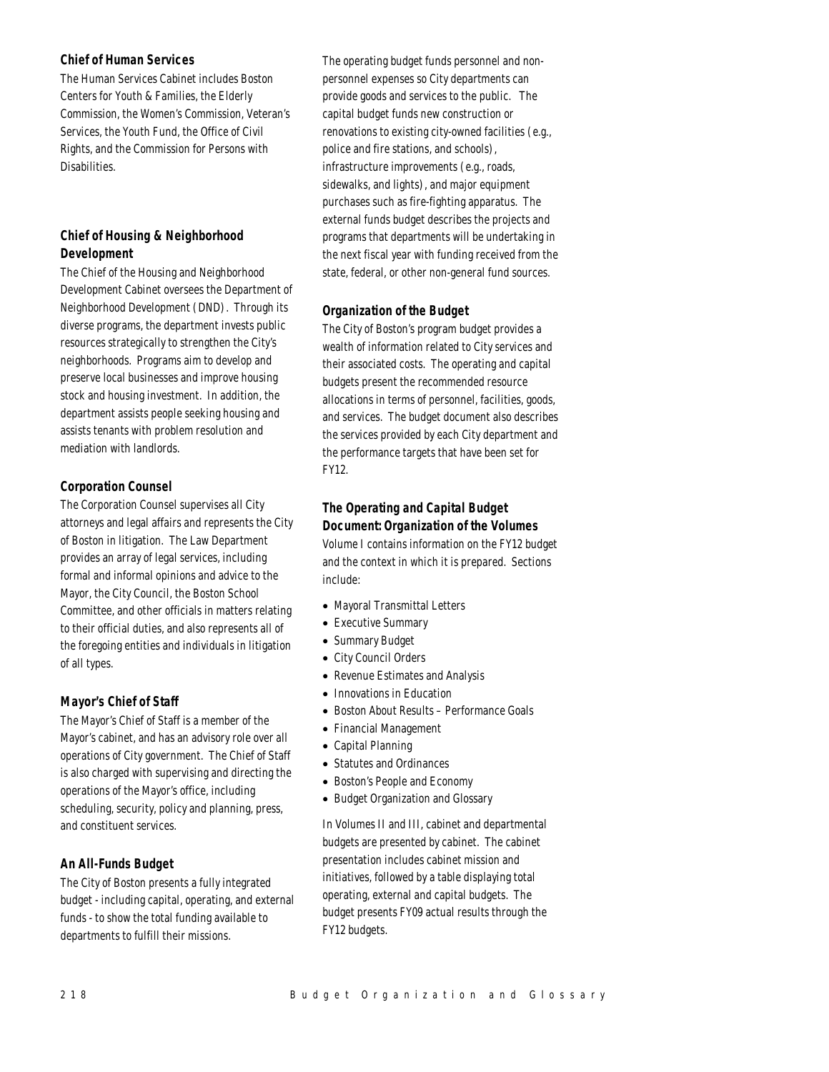### Chief of Human Services

The Human Services Cabinet includes Boston Centers for Youth & Families, the Elderly Commission, the Women's Commission, Veteran's Services, the Youth Fund, the Office of Civil Rights, and the Commission for Persons with Disabilities.

### Chief of Housing & Neighborhood Development

The Chief of the Housing and Neighborhood Development Cabinet oversees the Department of Neighborhood Development (DND). Through its diverse programs, the department invests public resources strategically to strengthen the City's neighborhoods. Programs aim to develop and preserve local businesses and improve housing stock and housing investment. In addition, the department assists people seeking housing and assists tenants with problem resolution and mediation with landlords.

### Corporation Counsel

The Corporation Counsel supervises all City attorneys and legal affairs and represents the City of Boston in litigation. The Law Department provides an array of legal services, including formal and informal opinions and advice to the Mayor, the City Council, the Boston School Committee, and other officials in matters relating to their official duties, and also represents all of the foregoing entities and individuals in litigation of all types.

### Mayor's Chief of Staff

The Mayor's Chief of Staff is a member of the Mayor's cabinet, and has an advisory role over all operations of City government. The Chief of Staff is also charged with supervising and directing the operations of the Mayor's office, including scheduling, security, policy and planning, press, and constituent services.

### An All-Funds Budget

The City of Boston presents a fully integrated budget - including capital, operating, and external funds - to show the total funding available to departments to fulfill their missions.

The operating budget funds personnel and non-personnel expenses so City departments can provide goods and services to the public. The capital budget funds new construction or renovations to existing city-owned facilities (e.g., police and fire stations, and schools), infrastructure improvements (e.g., roads, sidewalks, and lights), and major equipment purchases such as fire-fighting apparatus. The external funds budget describes the projects and programs that departments will be undertaking in the next fiscal year with funding received from the state, federal, or other non-general fund sources.

### Organization of the Budget

The City of Boston's program budget provides a wealth of information related to City services and their associated costs. The operating and capital budgets present the recommended resource allocations in terms of personnel, facilities, goods, and services. The budget document also describes the services provided by each City department and the performance targets that have been set for FY12.

### The Operating and Capital Budget Document: Organization of the Volumes

Volume I contains information on the FY12 budget and the context in which it is prepared. Sections include:

- Mayoral Transmittal Letters
- Executive Summary
- Summary Budget
- City Council Orders
- Revenue Estimates and Analysis
- Innovations in Education
- Boston About Results – Performance Goals
- Financial Management
- Capital Planning
- Statutes and Ordinances
- Boston's People and Economy
- Budget Organization and Glossary

In Volumes II and III, cabinet and departmental budgets are presented by cabinet. The cabinet presentation includes cabinet mission and initiatives, followed by a table displaying total operating, external and capital budgets. The budget presents FY09 actual results through the FY12 budgets.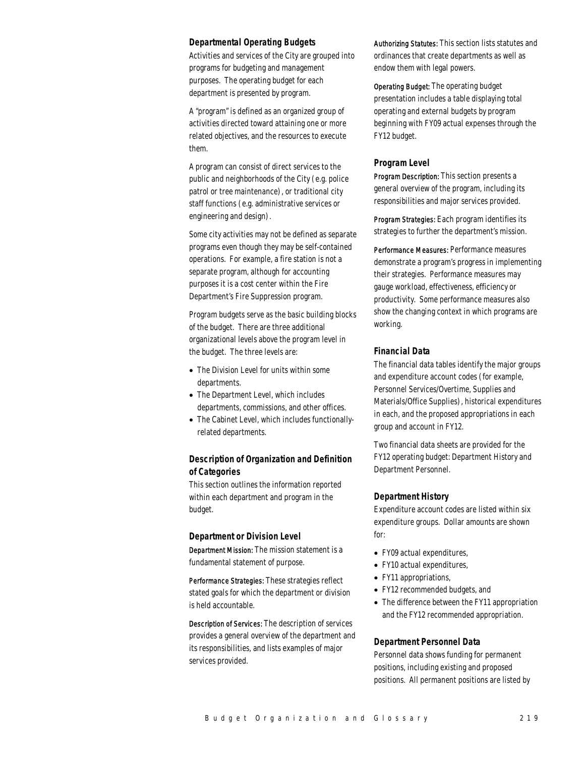### Departmental Operating Budgets

Activities and services of the City are grouped into programs for budgeting and management purposes. The operating budget for each department is presented by program.

A "program" is defined as an organized group of activities directed toward attaining one or more related objectives, and the resources to execute them.

A program can consist of direct services to the public and neighborhoods of the City (e.g. police patrol or tree maintenance), or traditional city staff functions (e.g. administrative services or engineering and design).

Some city activities may not be defined as separate programs even though they may be self-contained operations. For example, a fire station is not a separate program, although for accounting purposes it is a cost center within the Fire Department's Fire Suppression program.

Program budgets serve as the basic building blocks of the budget. There are three additional organizational levels above the program level in the budget. The three levels are:

- The Division Level for units within some departments.
- The Department Level, which includes departments, commissions, and other offices.
- The Cabinet Level, which includes functionally-related departments.

### Description of Organization and Definition of Categories

This section outlines the information reported within each department and program in the budget.

### Department or Division Level

Department Mission: The mission statement is a fundamental statement of purpose.

Performance Strategies: These strategies reflect stated goals for which the department or division is held accountable.

Description of Services: The description of services provides a general overview of the department and its responsibilities, and lists examples of major services provided.

Authorizing Statutes: This section lists statutes and ordinances that create departments as well as endow them with legal powers.

Operating Budget: The operating budget presentation includes a table displaying total operating and external budgets by program beginning with FY09 actual expenses through the FY12 budget.

### Program Level

Program Description: This section presents a general overview of the program, including its responsibilities and major services provided.

Program Strategies: Each program identifies its strategies to further the department's mission.

Performance Measures: Performance measures demonstrate a program's progress in implementing their strategies. Performance measures may gauge workload, effectiveness, efficiency or productivity. Some performance measures also show the changing context in which programs are working.

### Financial Data

The financial data tables identify the major groups and expenditure account codes (for example, Personnel Services/Overtime, Supplies and Materials/Office Supplies), historical expenditures in each, and the proposed appropriations in each group and account in FY12.

Two financial data sheets are provided for the FY12 operating budget: Department History and Department Personnel.

### Department History

Expenditure account codes are listed within six expenditure groups. Dollar amounts are shown for:

- FY09 actual expenditures,
- FY10 actual expenditures,
- FY11 appropriations,
- FY12 recommended budgets, and
- The difference between the FY11 appropriation and the FY12 recommended appropriation.

### Department Personnel Data

Personnel data shows funding for permanent positions, including existing and proposed positions. All permanent positions are listed by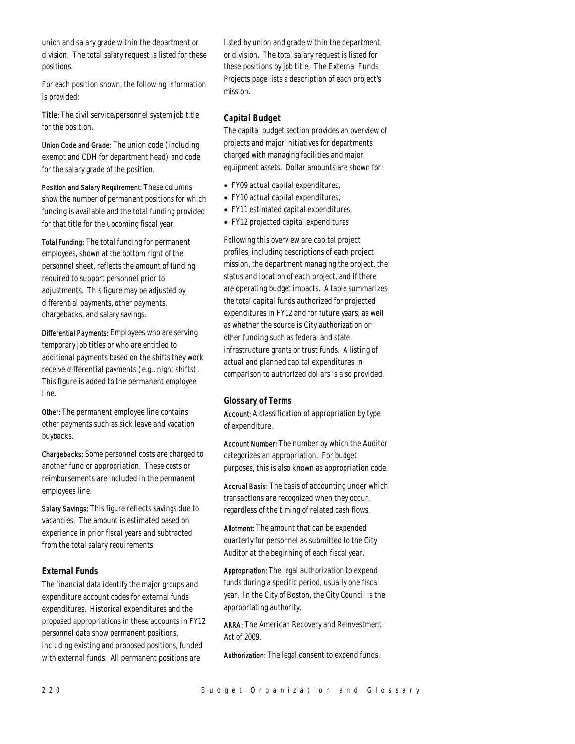union and salary grade within the department or division. The total salary request is listed for these positions.

For each position shown, the following information is provided:

**Title:** The civil service/personnel system job title for the position.

**Union Code and Grade:** The union code (including exempt and CDH for department head) and code for the salary grade of the position.

**Position and Salary Requirement:** These columns show the number of permanent positions for which funding is available and the total funding provided for that title for the upcoming fiscal year.

**Total Funding:** The total funding for permanent employees, shown at the bottom right of the personnel sheet, reflects the amount of funding required to support personnel prior to adjustments. This figure may be adjusted by differential payments, other payments, chargebacks, and salary savings.

**Differential Payments:** Employees who are serving temporary job titles or who are entitled to additional payments based on the shifts they work receive differential payments (e.g., night shifts). This figure is added to the permanent employee line.

**Other:** The permanent employee line contains other payments such as sick leave and vacation buybacks.

**Chargebacks:** Some personnel costs are charged to another fund or appropriation. These costs or reimbursements are included in the permanent employees line.

**Salary Savings:** This figure reflects savings due to vacancies. The amount is estimated based on experience in prior fiscal years and subtracted from the total salary requirements.

### External Funds

The financial data identify the major groups and expenditure account codes for external funds expenditures. Historical expenditures and the proposed appropriations in these accounts in FY12 personnel data show permanent positions, including existing and proposed positions, funded with external funds. All permanent positions are listed by union and grade within the department or division. The total salary request is listed for these positions by job title. The External Funds Projects page lists a description of each project's mission.

### Capital Budget

The capital budget section provides an overview of projects and major initiatives for departments charged with managing facilities and major equipment assets. Dollar amounts are shown for:

- FY09 actual capital expenditures,
- FY10 actual capital expenditures,
- FY11 estimated capital expenditures,
- FY12 projected capital expenditures

Following this overview are capital project profiles, including descriptions of each project mission, the department managing the project, the status and location of each project, and if there are operating budget impacts. A table summarizes the total capital funds authorized for projected expenditures in FY12 and for future years, as well as whether the source is City authorization or other funding such as federal and state infrastructure grants or trust funds. A listing of actual and planned capital expenditures in comparison to authorized dollars is also provided.

### Glossary of Terms

**Account:** A classification of appropriation by type of expenditure.

**Account Number:** The number by which the Auditor categorizes an appropriation. For budget purposes, this is also known as appropriation code.

**Accrual Basis:** The basis of accounting under which transactions are recognized when they occur, regardless of the timing of related cash flows.

**Allotment:** The amount that can be expended quarterly for personnel as submitted to the City Auditor at the beginning of each fiscal year.

**Appropriation:** The legal authorization to expend funds during a specific period, usually one fiscal year. In the City of Boston, the City Council is the appropriating authority.

**ARRA:** The American Recovery and Reinvestment Act of 2009.

**Authorization:** The legal consent to expend funds.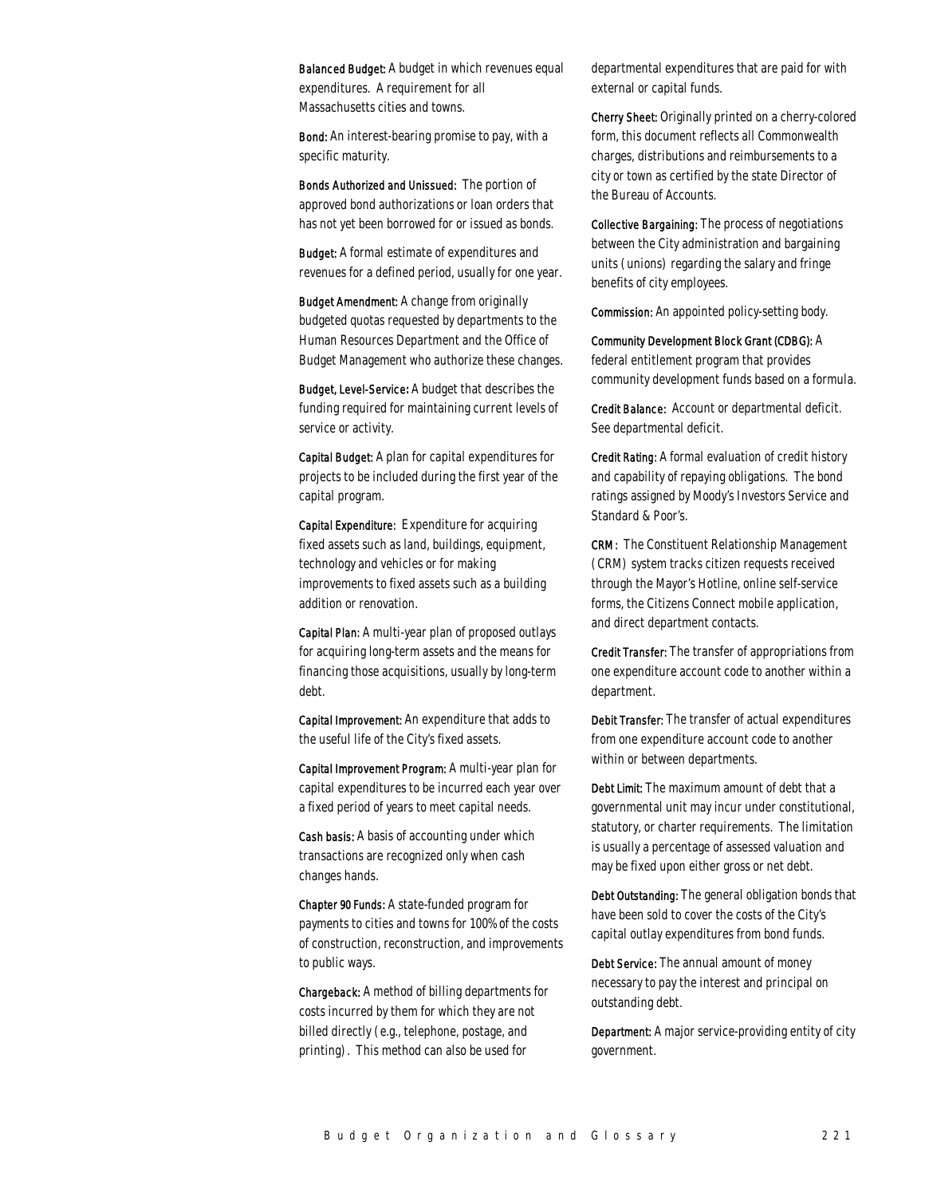**Balanced Budget:** A budget in which revenues equal expenditures. A requirement for all Massachusetts cities and towns.

**Bond:** An interest-bearing promise to pay, with a specific maturity.

**Bonds Authorized and Unissued:** The portion of approved bond authorizations or loan orders that has not yet been borrowed for or issued as bonds.

**Budget:** A formal estimate of expenditures and revenues for a defined period, usually for one year.

**Budget Amendment:** A change from originally budgeted quotas requested by departments to the Human Resources Department and the Office of Budget Management who authorize these changes.

**Budget, Level-Service:** A budget that describes the funding required for maintaining current levels of service or activity.

**Capital Budget:** A plan for capital expenditures for projects to be included during the first year of the capital program.

**Capital Expenditure:** Expenditure for acquiring fixed assets such as land, buildings, equipment, technology and vehicles or for making improvements to fixed assets such as a building addition or renovation.

**Capital Plan:** A multi-year plan of proposed outlays for acquiring long-term assets and the means for financing those acquisitions, usually by long-term debt.

**Capital Improvement:** An expenditure that adds to the useful life of the City's fixed assets.

**Capital Improvement Program:** A multi-year plan for capital expenditures to be incurred each year over a fixed period of years to meet capital needs.

**Cash basis:** A basis of accounting under which transactions are recognized only when cash changes hands.

**Chapter 90 Funds:** A state-funded program for payments to cities and towns for 100% of the costs of construction, reconstruction, and improvements to public ways.

**Chargeback:** A method of billing departments for costs incurred by them for which they are not billed directly (e.g., telephone, postage, and printing). This method can also be used for departmental expenditures that are paid for with external or capital funds.

**Cherry Sheet:** Originally printed on a cherry-colored form, this document reflects all Commonwealth charges, distributions and reimbursements to a city or town as certified by the state Director of the Bureau of Accounts.

**Collective Bargaining:** The process of negotiations between the City administration and bargaining units (unions) regarding the salary and fringe benefits of city employees.

**Commission:** An appointed policy-setting body.

**Community Development Block Grant (CDBG):** A federal entitlement program that provides community development funds based on a formula.

**Credit Balance:** Account or departmental deficit. See departmental deficit.

**Credit Rating:** A formal evaluation of credit history and capability of repaying obligations. The bond ratings assigned by Moody's Investors Service and Standard & Poor's.

**CRM:** The Constituent Relationship Management (CRM) system tracks citizen requests received through the Mayor's Hotline, online self-service forms, the Citizens Connect mobile application, and direct department contacts.

**Credit Transfer:** The transfer of appropriations from one expenditure account code to another within a department.

**Debit Transfer:** The transfer of actual expenditures from one expenditure account code to another within or between departments.

**Debt Limit:** The maximum amount of debt that a governmental unit may incur under constitutional, statutory, or charter requirements. The limitation is usually a percentage of assessed valuation and may be fixed upon either gross or net debt.

**Debt Outstanding:** The general obligation bonds that have been sold to cover the costs of the City's capital outlay expenditures from bond funds.

**Debt Service:** The annual amount of money necessary to pay the interest and principal on outstanding debt.

**Department:** A major service-providing entity of city government.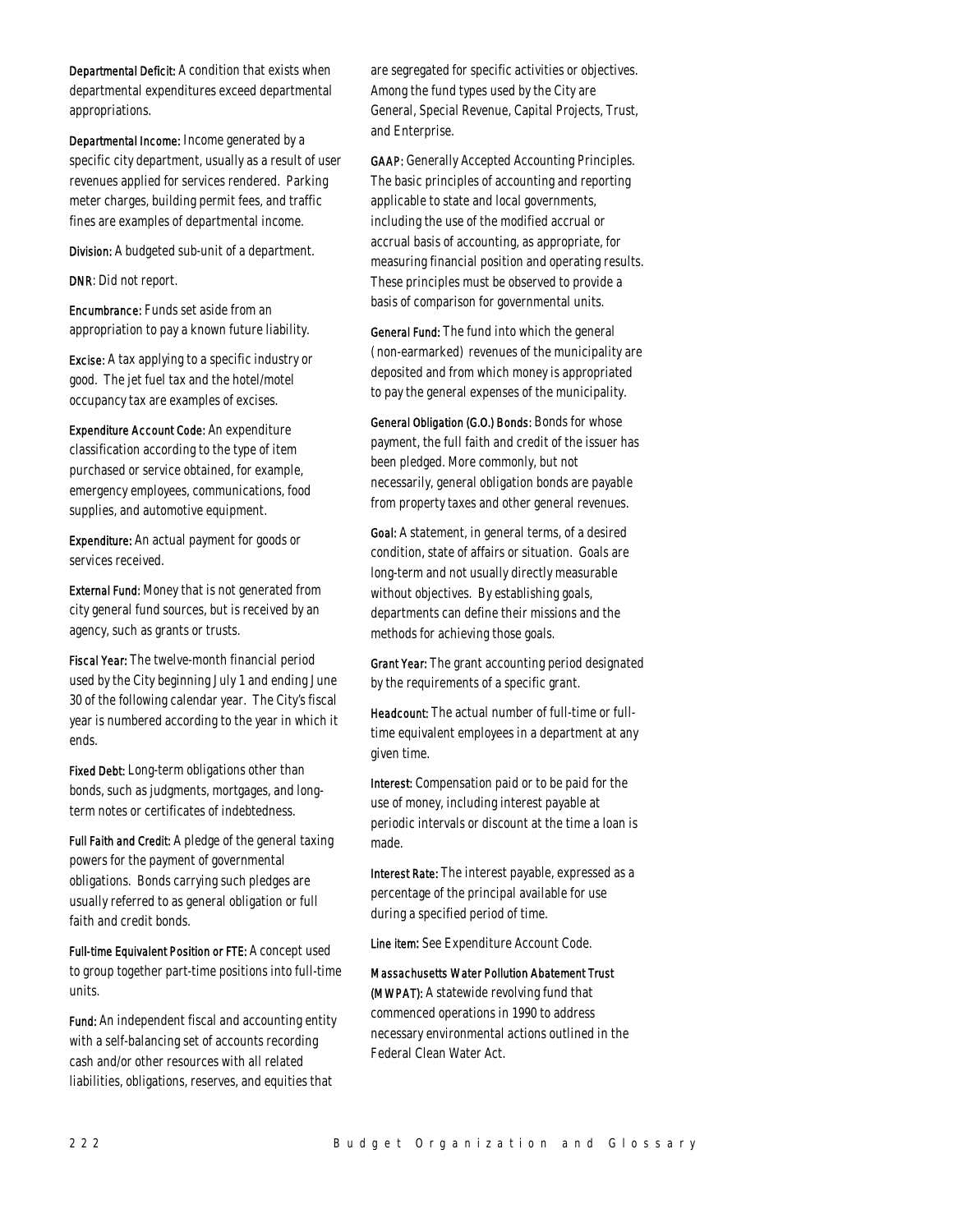**Departmental Deficit:** A condition that exists when departmental expenditures exceed departmental appropriations.

**Departmental Income:** Income generated by a specific city department, usually as a result of user revenues applied for services rendered. Parking meter charges, building permit fees, and traffic fines are examples of departmental income.

**Division:** A budgeted sub-unit of a department.

**DNR:** Did not report.

**Encumbrance:** Funds set aside from an appropriation to pay a known future liability.

**Excise:** A tax applying to a specific industry or good. The jet fuel tax and the hotel/motel occupancy tax are examples of excises.

**Expenditure Account Code:** An expenditure classification according to the type of item purchased or service obtained, for example, emergency employees, communications, food supplies, and automotive equipment.

**Expenditure:** An actual payment for goods or services received.

**External Fund:** Money that is not generated from city general fund sources, but is received by an agency, such as grants or trusts.

**Fiscal Year:** The twelve-month financial period used by the City beginning July 1 and ending June 30 of the following calendar year. The City's fiscal year is numbered according to the year in which it ends.

**Fixed Debt:** Long-term obligations other than bonds, such as judgments, mortgages, and long-term notes or certificates of indebtedness.

**Full Faith and Credit:** A pledge of the general taxing powers for the payment of governmental obligations. Bonds carrying such pledges are usually referred to as general obligation or full faith and credit bonds.

**Full-time Equivalent Position or FTE:** A concept used to group together part-time positions into full-time units.

**Fund:** An independent fiscal and accounting entity with a self-balancing set of accounts recording cash and/or other resources with all related liabilities, obligations, reserves, and equities that are segregated for specific activities or objectives. Among the fund types used by the City are General, Special Revenue, Capital Projects, Trust, and Enterprise.

**GAAP:** Generally Accepted Accounting Principles. The basic principles of accounting and reporting applicable to state and local governments, including the use of the modified accrual or accrual basis of accounting, as appropriate, for measuring financial position and operating results. These principles must be observed to provide a basis of comparison for governmental units.

**General Fund:** The fund into which the general (non-earmarked) revenues of the municipality are deposited and from which money is appropriated to pay the general expenses of the municipality.

**General Obligation (G.O.) Bonds:** Bonds for whose payment, the full faith and credit of the issuer has been pledged. More commonly, but not necessarily, general obligation bonds are payable from property taxes and other general revenues.

**Goal:** A statement, in general terms, of a desired condition, state of affairs or situation. Goals are long-term and not usually directly measurable without objectives. By establishing goals, departments can define their missions and the methods for achieving those goals.

**Grant Year:** The grant accounting period designated by the requirements of a specific grant.

**Headcount:** The actual number of full-time or full-time equivalent employees in a department at any given time.

**Interest:** Compensation paid or to be paid for the use of money, including interest payable at periodic intervals or discount at the time a loan is made.

**Interest Rate:** The interest payable, expressed as a percentage of the principal available for use during a specified period of time.

**Line item:** See Expenditure Account Code.

**Massachusetts Water Pollution Abatement Trust (MWPAT):** A statewide revolving fund that commenced operations in 1990 to address necessary environmental actions outlined in the Federal Clean Water Act.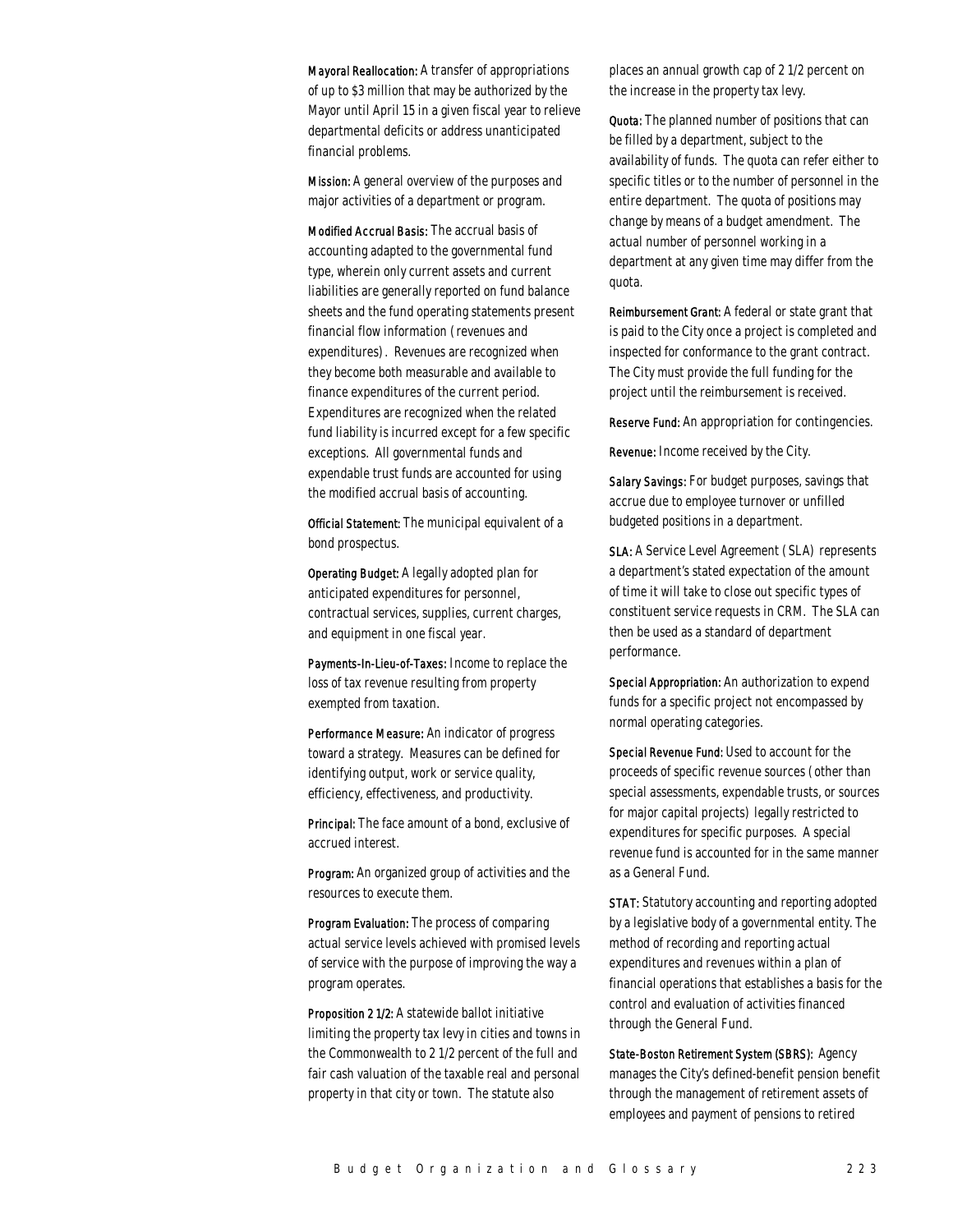**Mayoral Reallocation:** A transfer of appropriations of up to $3 million that may be authorized by the Mayor until April 15 in a given fiscal year to relieve departmental deficits or address unanticipated financial problems.

**Mission:** A general overview of the purposes and major activities of a department or program.

**Modified Accrual Basis:** The accrual basis of accounting adapted to the governmental fund type, wherein only current assets and current liabilities are generally reported on fund balance sheets and the fund operating statements present financial flow information (revenues and expenditures). Revenues are recognized when they become both measurable and available to finance expenditures of the current period. Expenditures are recognized when the related fund liability is incurred except for a few specific exceptions. All governmental funds and expendable trust funds are accounted for using the modified accrual basis of accounting.

**Official Statement:** The municipal equivalent of a bond prospectus.

**Operating Budget:** A legally adopted plan for anticipated expenditures for personnel, contractual services, supplies, current charges, and equipment in one fiscal year.

**Payments-In-Lieu-of-Taxes:** Income to replace the loss of tax revenue resulting from property exempted from taxation.

**Performance Measure:** An indicator of progress toward a strategy. Measures can be defined for identifying output, work or service quality, efficiency, effectiveness, and productivity.

**Principal:** The face amount of a bond, exclusive of accrued interest.

**Program:** An organized group of activities and the resources to execute them.

**Program Evaluation:** The process of comparing actual service levels achieved with promised levels of service with the purpose of improving the way a program operates.

**Proposition 2 1/2:** A statewide ballot initiative limiting the property tax levy in cities and towns in the Commonwealth to 2 1/2 percent of the full and fair cash valuation of the taxable real and personal property in that city or town. The statute also places an annual growth cap of 2 1/2 percent on the increase in the property tax levy.

**Quota:** The planned number of positions that can be filled by a department, subject to the availability of funds. The quota can refer either to specific titles or to the number of personnel in the entire department. The quota of positions may change by means of a budget amendment. The actual number of personnel working in a department at any given time may differ from the quota.

**Reimbursement Grant:** A federal or state grant that is paid to the City once a project is completed and inspected for conformance to the grant contract. The City must provide the full funding for the project until the reimbursement is received.

**Reserve Fund:** An appropriation for contingencies.

**Revenue:** Income received by the City.

**Salary Savings:** For budget purposes, savings that accrue due to employee turnover or unfilled budgeted positions in a department.

**SLA:** A Service Level Agreement (SLA) represents a department's stated expectation of the amount of time it will take to close out specific types of constituent service requests in CRM. The SLA can then be used as a standard of department performance.

**Special Appropriation:** An authorization to expend funds for a specific project not encompassed by normal operating categories.

**Special Revenue Fund:** Used to account for the proceeds of specific revenue sources (other than special assessments, expendable trusts, or sources for major capital projects) legally restricted to expenditures for specific purposes. A special revenue fund is accounted for in the same manner as a General Fund.

**STAT:** Statutory accounting and reporting adopted by a legislative body of a governmental entity. The method of recording and reporting actual expenditures and revenues within a plan of financial operations that establishes a basis for the control and evaluation of activities financed through the General Fund.

**State-Boston Retirement System (SBRS):** Agency manages the City's defined-benefit pension benefit through the management of retirement assets of employees and payment of pensions to retired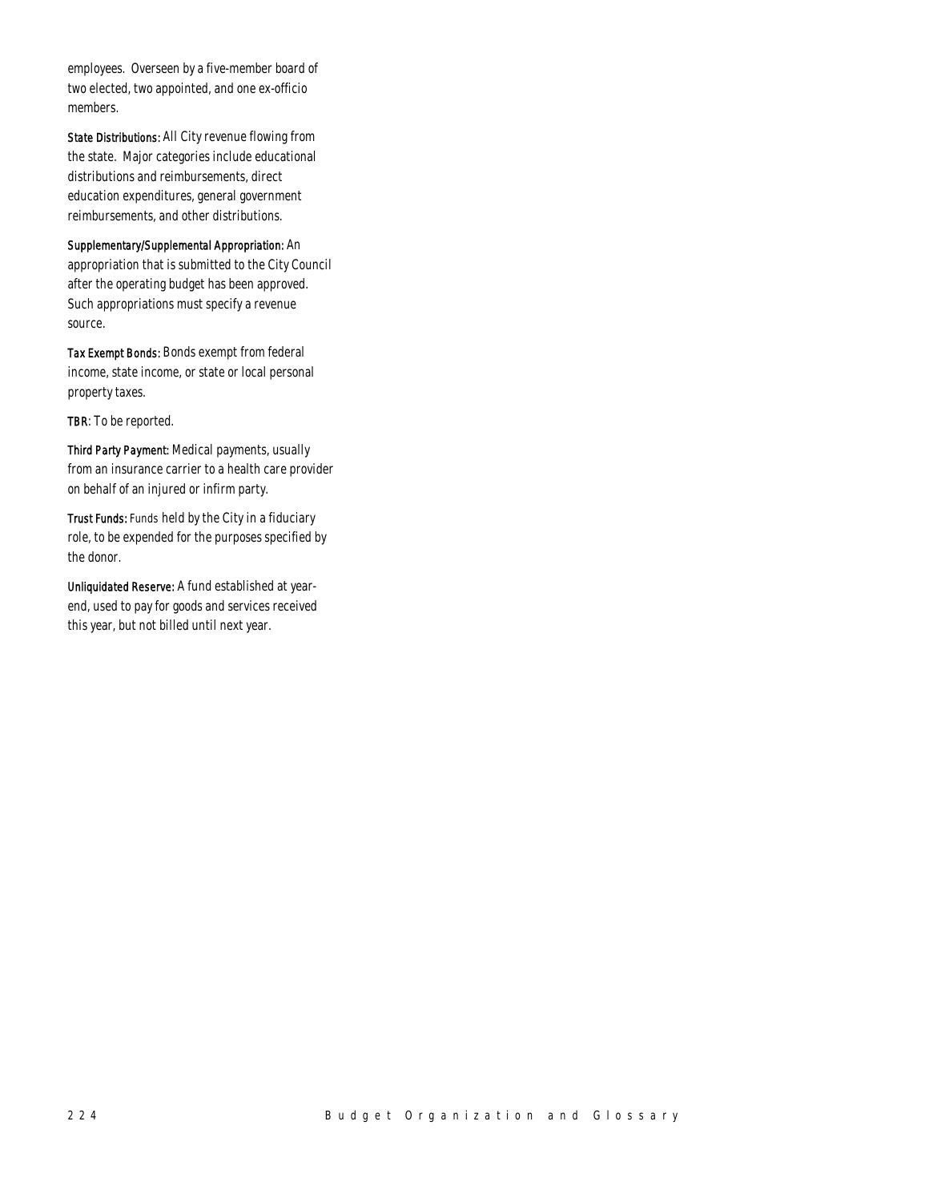employees. Overseen by a five-member board of two elected, two appointed, and one ex-officio members.

**State Distributions:** All City revenue flowing from the state. Major categories include educational distributions and reimbursements, direct education expenditures, general government reimbursements, and other distributions.

**Supplementary/Supplemental Appropriation:** An appropriation that is submitted to the City Council after the operating budget has been approved. Such appropriations must specify a revenue source.

**Tax Exempt Bonds:** Bonds exempt from federal income, state income, or state or local personal property taxes.

**TBR**: To be reported.

**Third Party Payment**: Medical payments, usually from an insurance carrier to a health care provider on behalf of an injured or infirm party.

**Trust Funds:** Funds held by the City in a fiduciary role, to be expended for the purposes specified by the donor.

**Unliquidated Reserve:** A fund established at year-end, used to pay for goods and services received this year, but not billed until next year.